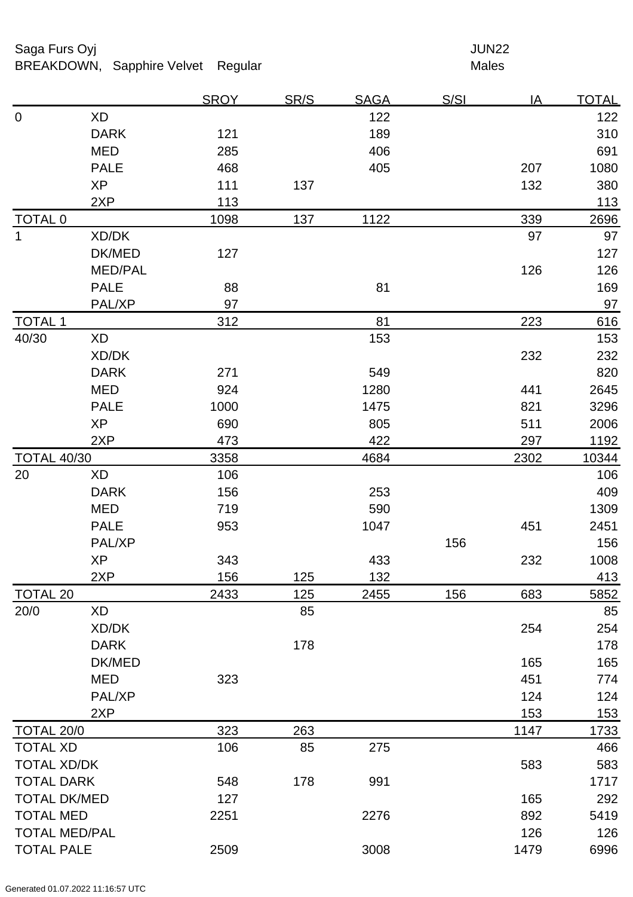Saga Furs Oyj
BREAKDOWN, Sapphire Velvet Regular

JUN22
Males

| | | SROY | SR/S | SAGA | S/SI | IA | TOTAL |
|---|---|---|---|---|---|---|---|
| 0 | XD | | | 122 | | | 122 |
| | DARK | 121 | | 189 | | | 310 |
| | MED | 285 | | 406 | | | 691 |
| | PALE | 468 | | 405 | | 207 | 1080 |
| | XP | 111 | 137 | | | 132 | 380 |
| | 2XP | 113 | | | | | 113 |
| TOTAL 0 | | 1098 | 137 | 1122 | | 339 | 2696 |
| 1 | XD/DK | | | | | 97 | 97 |
| | DK/MED | 127 | | | | | 127 |
| | MED/PAL | | | | | 126 | 126 |
| | PALE | 88 | | 81 | | | 169 |
| | PAL/XP | 97 | | | | | 97 |
| TOTAL 1 | | 312 | | 81 | | 223 | 616 |
| 40/30 | XD | | | 153 | | | 153 |
| | XD/DK | | | | | 232 | 232 |
| | DARK | 271 | | 549 | | | 820 |
| | MED | 924 | | 1280 | | 441 | 2645 |
| | PALE | 1000 | | 1475 | | 821 | 3296 |
| | XP | 690 | | 805 | | 511 | 2006 |
| | 2XP | 473 | | 422 | | 297 | 1192 |
| TOTAL 40/30 | | 3358 | | 4684 | | 2302 | 10344 |
| 20 | XD | 106 | | | | | 106 |
| | DARK | 156 | | 253 | | | 409 |
| | MED | 719 | | 590 | | | 1309 |
| | PALE | 953 | | 1047 | | 451 | 2451 |
| | PAL/XP | | | | 156 | | 156 |
| | XP | 343 | | 433 | | 232 | 1008 |
| | 2XP | 156 | 125 | 132 | | | 413 |
| TOTAL 20 | | 2433 | 125 | 2455 | 156 | 683 | 5852 |
| 20/0 | XD | | 85 | | | | 85 |
| | XD/DK | | | | | 254 | 254 |
| | DARK | | 178 | | | | 178 |
| | DK/MED | | | | | 165 | 165 |
| | MED | 323 | | | | 451 | 774 |
| | PAL/XP | | | | | 124 | 124 |
| | 2XP | | | | | 153 | 153 |
| TOTAL 20/0 | | 323 | 263 | | | 1147 | 1733 |
| TOTAL XD | | 106 | 85 | 275 | | | 466 |
| TOTAL XD/DK | | | | | | 583 | 583 |
| TOTAL DARK | | 548 | 178 | 991 | | | 1717 |
| TOTAL DK/MED | | 127 | | | | 165 | 292 |
| TOTAL MED | | 2251 | | 2276 | | 892 | 5419 |
| TOTAL MED/PAL | | | | | | 126 | 126 |
| TOTAL PALE | | 2509 | | 3008 | | 1479 | 6996 |

Generated 01.07.2022 11:16:57 UTC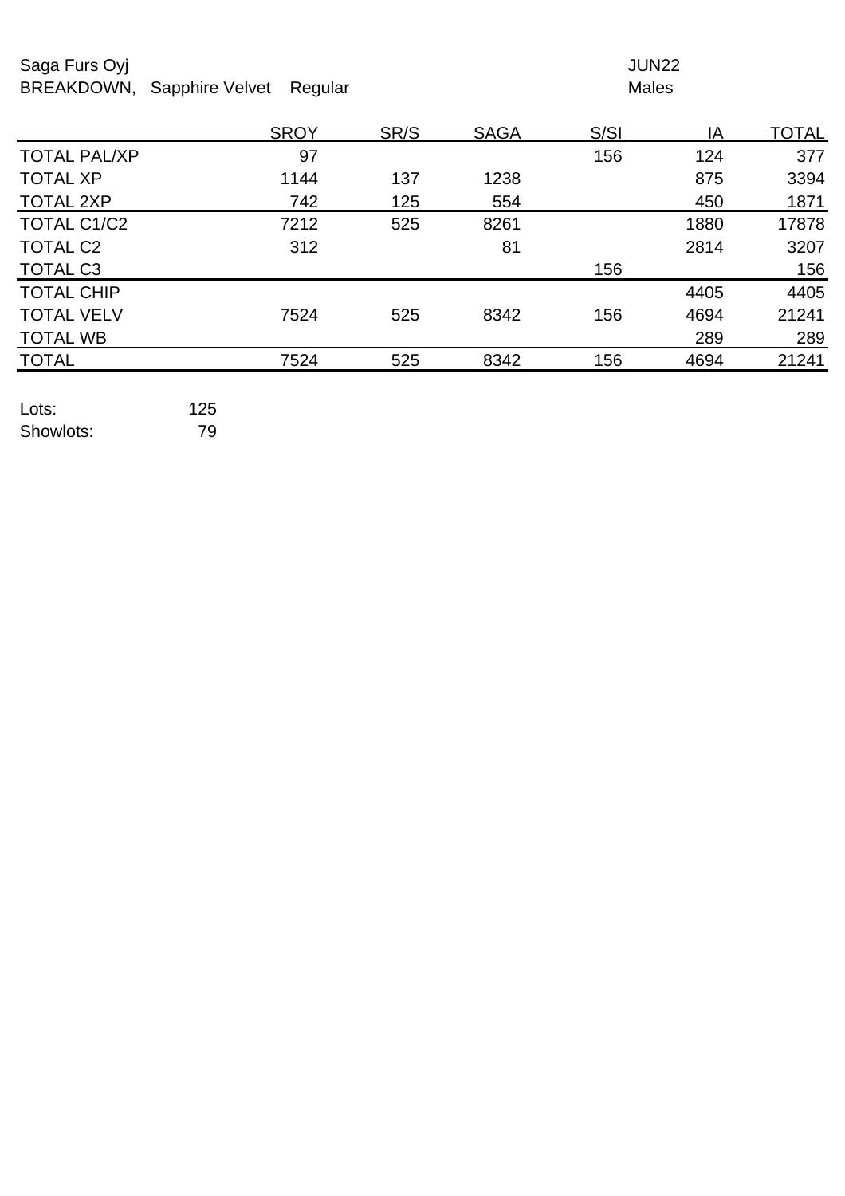Saga Furs Oyj
BREAKDOWN, Sapphire Velvet Regular

JUN22
Males

| | SROY | SR/S | SAGA | S/SI | IA | TOTAL |
|---|---|---|---|---|---|---|
| TOTAL PAL/XP | 97 | | | 156 | 124 | 377 |
| TOTAL XP | 1144 | 137 | 1238 | | 875 | 3394 |
| TOTAL 2XP | 742 | 125 | 554 | | 450 | 1871 |
| TOTAL C1/C2 | 7212 | 525 | 8261 | | 1880 | 17878 |
| TOTAL C2 | 312 | | 81 | | 2814 | 3207 |
| TOTAL C3 | | | | 156 | | 156 |
| TOTAL CHIP | | | | | 4405 | 4405 |
| TOTAL VELV | 7524 | 525 | 8342 | 156 | 4694 | 21241 |
| TOTAL WB | | | | | 289 | 289 |
| TOTAL | 7524 | 525 | 8342 | 156 | 4694 | 21241 |

Lots: 125
Showlots: 79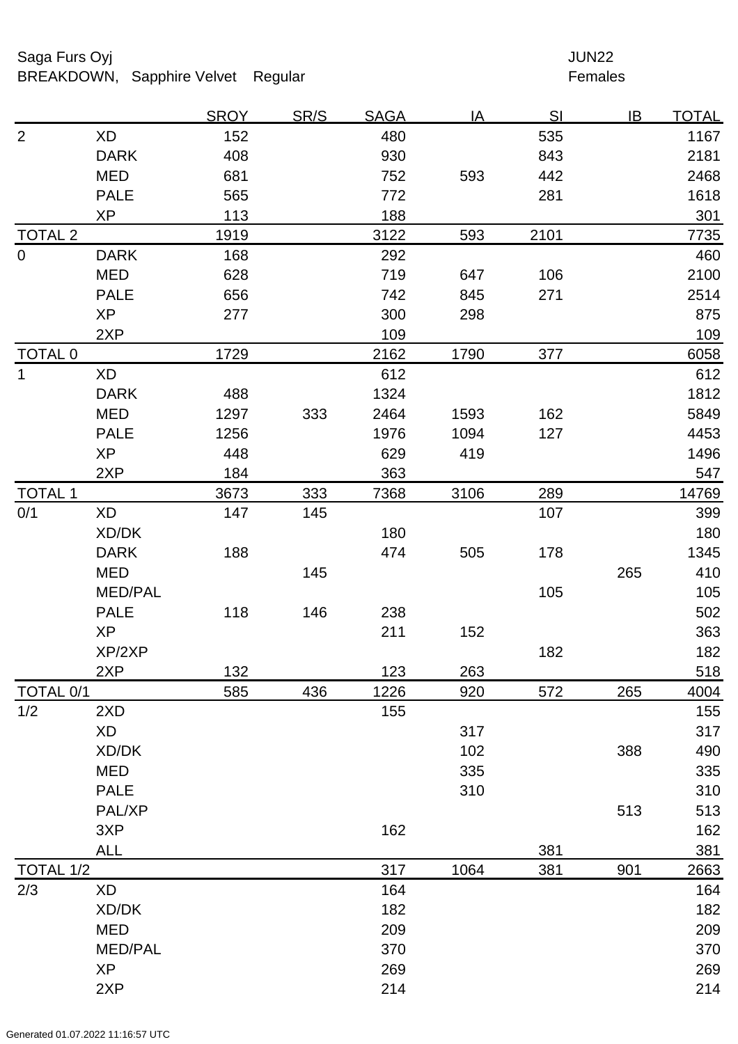Saga Furs Oyj

BREAKDOWN, Sapphire Velvet Regular

JUN22

Females

| | | SROY | SR/S | SAGA | IA | SI | IB | TOTAL |
|---|---|---|---|---|---|---|---|---|
| 2 | XD | 152 | | 480 | | 535 | | 1167 |
| | DARK | 408 | | 930 | | 843 | | 2181 |
| | MED | 681 | | 752 | 593 | 442 | | 2468 |
| | PALE | 565 | | 772 | | 281 | | 1618 |
| | XP | 113 | | 188 | | | | 301 |
| TOTAL 2 | | 1919 | | 3122 | 593 | 2101 | | 7735 |
| 0 | DARK | 168 | | 292 | | | | 460 |
| | MED | 628 | | 719 | 647 | 106 | | 2100 |
| | PALE | 656 | | 742 | 845 | 271 | | 2514 |
| | XP | 277 | | 300 | 298 | | | 875 |
| | 2XP | | | 109 | | | | 109 |
| TOTAL 0 | | 1729 | | 2162 | 1790 | 377 | | 6058 |
| 1 | XD | | | 612 | | | | 612 |
| | DARK | 488 | | 1324 | | | | 1812 |
| | MED | 1297 | 333 | 2464 | 1593 | 162 | | 5849 |
| | PALE | 1256 | | 1976 | 1094 | 127 | | 4453 |
| | XP | 448 | | 629 | 419 | | | 1496 |
| | 2XP | 184 | | 363 | | | | 547 |
| TOTAL 1 | | 3673 | 333 | 7368 | 3106 | 289 | | 14769 |
| 0/1 | XD | 147 | 145 | | | 107 | | 399 |
| | XD/DK | | | 180 | | | | 180 |
| | DARK | 188 | | 474 | 505 | 178 | | 1345 |
| | MED | | 145 | | | | 265 | 410 |
| | MED/PAL | | | | | 105 | | 105 |
| | PALE | 118 | 146 | 238 | | | | 502 |
| | XP | | | 211 | 152 | | | 363 |
| | XP/2XP | | | | | 182 | | 182 |
| | 2XP | 132 | | 123 | 263 | | | 518 |
| TOTAL 0/1 | | 585 | 436 | 1226 | 920 | 572 | 265 | 4004 |
| 1/2 | 2XD | | | 155 | | | | 155 |
| | XD | | | | 317 | | | 317 |
| | XD/DK | | | | 102 | | 388 | 490 |
| | MED | | | | 335 | | | 335 |
| | PALE | | | | 310 | | | 310 |
| | PAL/XP | | | | | | 513 | 513 |
| | 3XP | | | 162 | | | | 162 |
| | ALL | | | | | 381 | | 381 |
| TOTAL 1/2 | | | | 317 | 1064 | 381 | 901 | 2663 |
| 2/3 | XD | | | 164 | | | | 164 |
| | XD/DK | | | 182 | | | | 182 |
| | MED | | | 209 | | | | 209 |
| | MED/PAL | | | 370 | | | | 370 |
| | XP | | | 269 | | | | 269 |
| | 2XP | | | 214 | | | | 214 |

Generated 01.07.2022 11:16:57 UTC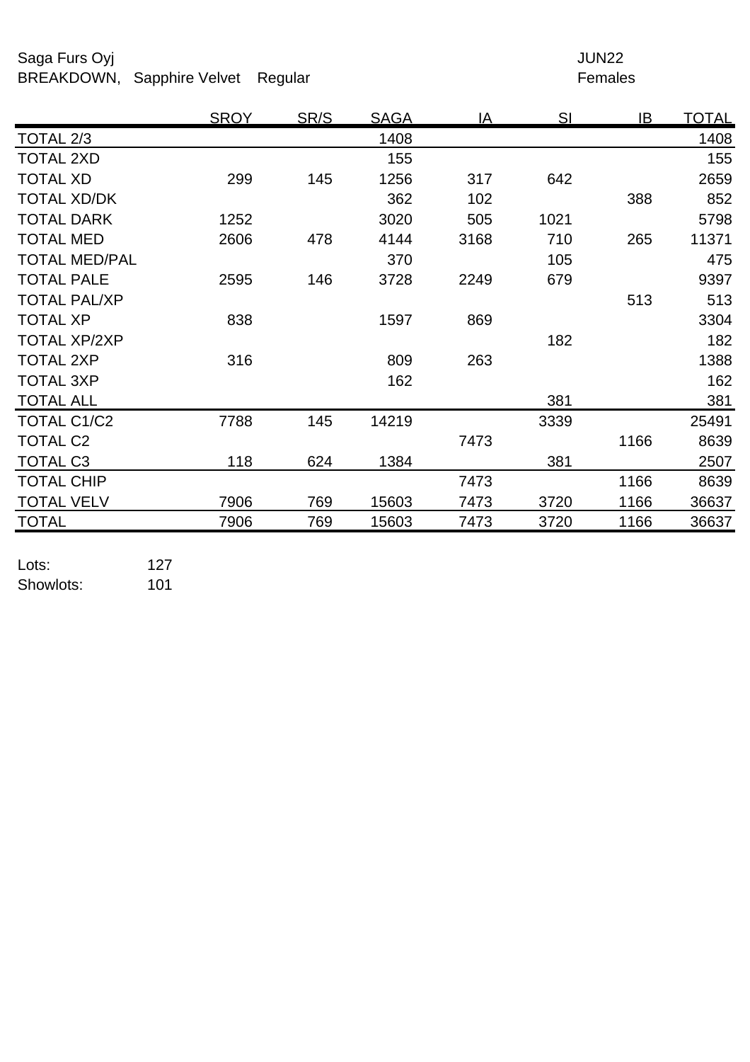Saga Furs Oyj
BREAKDOWN, Sapphire Velvet Regular

JUN22
Females

| | SROY | SR/S | SAGA | IA | SI | IB | TOTAL |
|---|---|---|---|---|---|---|---|
| TOTAL 2/3 | | | 1408 | | | | 1408 |
| TOTAL 2XD | | | 155 | | | | 155 |
| TOTAL XD | 299 | 145 | 1256 | 317 | 642 | | 2659 |
| TOTAL XD/DK | | | 362 | 102 | | 388 | 852 |
| TOTAL DARK | 1252 | | 3020 | 505 | 1021 | | 5798 |
| TOTAL MED | 2606 | 478 | 4144 | 3168 | 710 | 265 | 11371 |
| TOTAL MED/PAL | | | 370 | | 105 | | 475 |
| TOTAL PALE | 2595 | 146 | 3728 | 2249 | 679 | | 9397 |
| TOTAL PAL/XP | | | | | | 513 | 513 |
| TOTAL XP | 838 | | 1597 | 869 | | | 3304 |
| TOTAL XP/2XP | | | | | 182 | | 182 |
| TOTAL 2XP | 316 | | 809 | 263 | | | 1388 |
| TOTAL 3XP | | | 162 | | | | 162 |
| TOTAL ALL | | | | | 381 | | 381 |
| TOTAL C1/C2 | 7788 | 145 | 14219 | | 3339 | | 25491 |
| TOTAL C2 | | | | 7473 | | 1166 | 8639 |
| TOTAL C3 | 118 | 624 | 1384 | | 381 | | 2507 |
| TOTAL CHIP | | | | 7473 | | 1166 | 8639 |
| TOTAL VELV | 7906 | 769 | 15603 | 7473 | 3720 | 1166 | 36637 |
| TOTAL | 7906 | 769 | 15603 | 7473 | 3720 | 1166 | 36637 |

Lots: 127
Showlots: 101